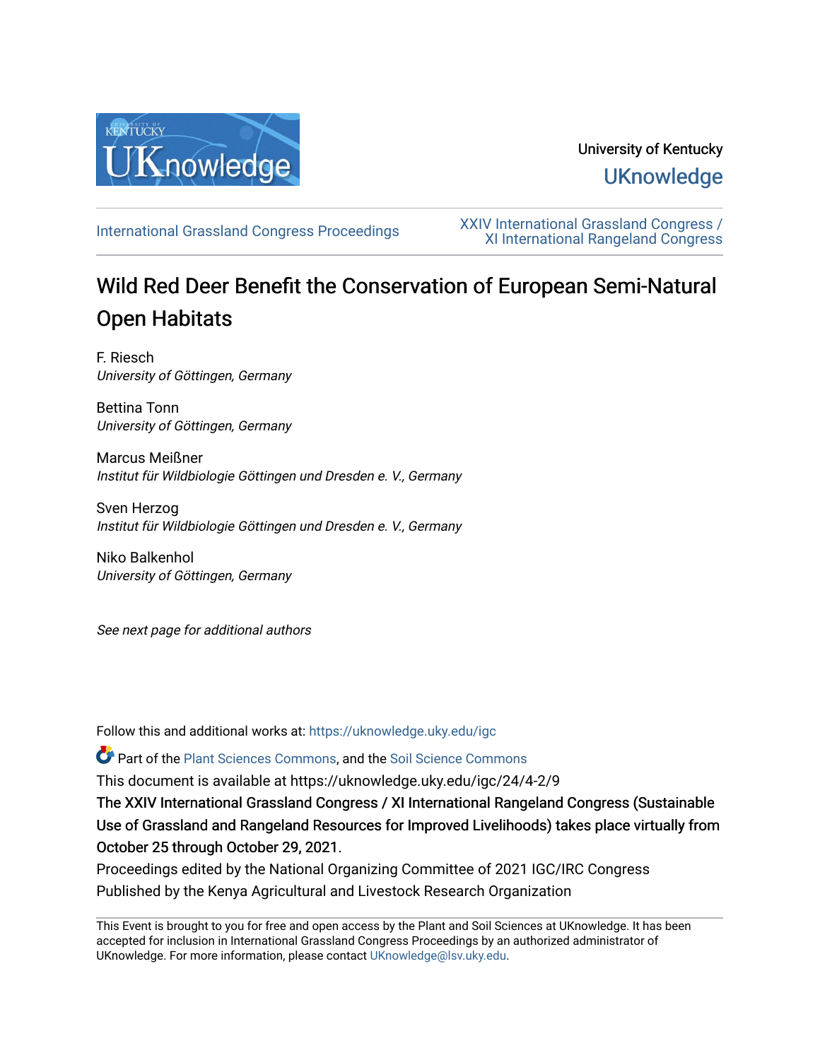University of Kentucky

UKnowledge

International Grassland Congress Proceedings

XXIV International Grassland Congress / XI International Rangeland Congress

# Wild Red Deer Benefit the Conservation of European Semi-Natural Open Habitats

F. Riesch
*University of Göttingen, Germany*

Bettina Tonn
*University of Göttingen, Germany*

Marcus Meißner
*Institut für Wildbiologie Göttingen und Dresden e. V., Germany*

Sven Herzog
*Institut für Wildbiologie Göttingen und Dresden e. V., Germany*

Niko Balkenhol
*University of Göttingen, Germany*

*See next page for additional authors*

Follow this and additional works at: https://uknowledge.uky.edu/igc

Part of the Plant Sciences Commons, and the Soil Science Commons

This document is available at https://uknowledge.uky.edu/igc/24/4-2/9

**The XXIV International Grassland Congress / XI International Rangeland Congress (Sustainable Use of Grassland and Rangeland Resources for Improved Livelihoods) takes place virtually from October 25 through October 29, 2021.**

Proceedings edited by the National Organizing Committee of 2021 IGC/IRC Congress

Published by the Kenya Agricultural and Livestock Research Organization

This Event is brought to you for free and open access by the Plant and Soil Sciences at UKnowledge. It has been accepted for inclusion in International Grassland Congress Proceedings by an authorized administrator of UKnowledge. For more information, please contact UKnowledge@lsv.uky.edu.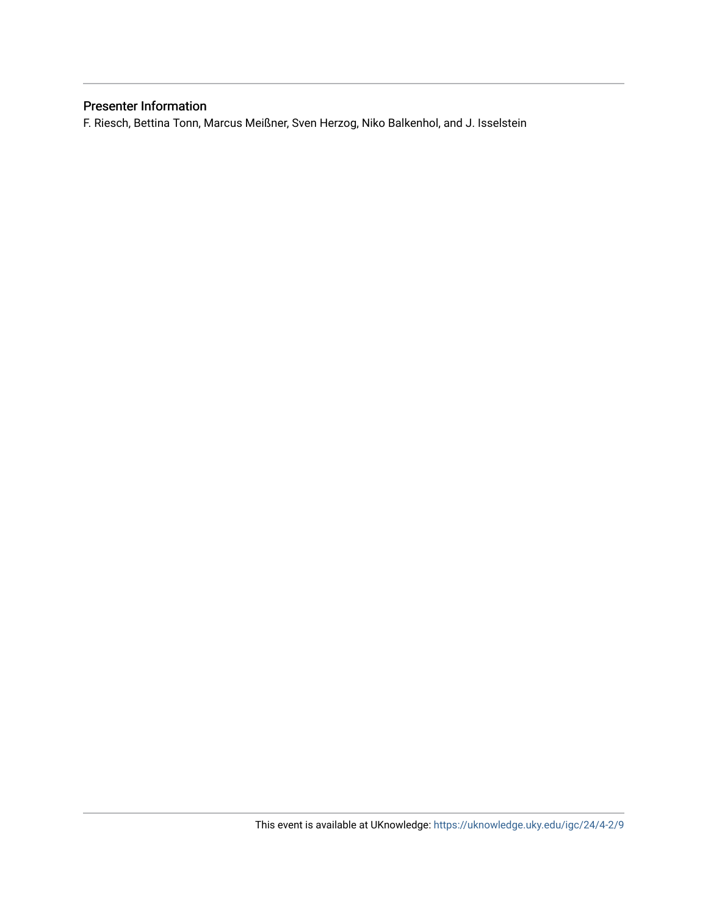## Presenter Information

F. Riesch, Bettina Tonn, Marcus Meißner, Sven Herzog, Niko Balkenhol, and J. Isselstein

This event is available at UKnowledge: https://uknowledge.uky.edu/igc/24/4-2/9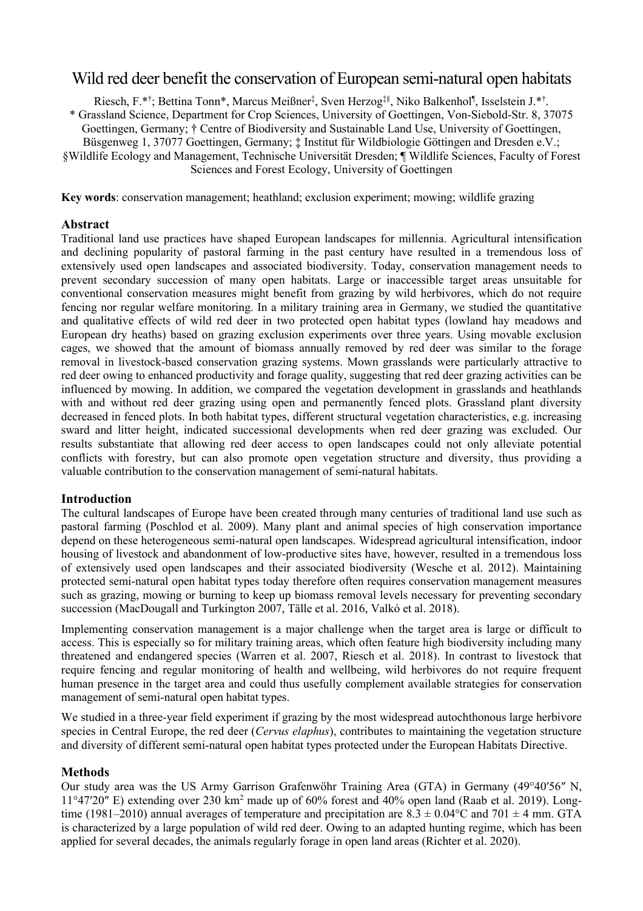# Wild red deer benefit the conservation of European semi-natural open habitats

Riesch, F.*†; Bettina Tonn*, Marcus Meißner‡, Sven Herzog‡§, Niko Balkenhol¶, Isselstein J.*†.

\* Grassland Science, Department for Crop Sciences, University of Goettingen, Von-Siebold-Str. 8, 37075 Goettingen, Germany; † Centre of Biodiversity and Sustainable Land Use, University of Goettingen, Büsgenweg 1, 37077 Goettingen, Germany; ‡ Institut für Wildbiologie Göttingen and Dresden e.V.; §Wildlife Ecology and Management, Technische Universität Dresden; ¶ Wildlife Sciences, Faculty of Forest Sciences and Forest Ecology, University of Goettingen

**Key words**: conservation management; heathland; exclusion experiment; mowing; wildlife grazing

## Abstract

Traditional land use practices have shaped European landscapes for millennia. Agricultural intensification and declining popularity of pastoral farming in the past century have resulted in a tremendous loss of extensively used open landscapes and associated biodiversity. Today, conservation management needs to prevent secondary succession of many open habitats. Large or inaccessible target areas unsuitable for conventional conservation measures might benefit from grazing by wild herbivores, which do not require fencing nor regular welfare monitoring. In a military training area in Germany, we studied the quantitative and qualitative effects of wild red deer in two protected open habitat types (lowland hay meadows and European dry heaths) based on grazing exclusion experiments over three years. Using movable exclusion cages, we showed that the amount of biomass annually removed by red deer was similar to the forage removal in livestock-based conservation grazing systems. Mown grasslands were particularly attractive to red deer owing to enhanced productivity and forage quality, suggesting that red deer grazing activities can be influenced by mowing. In addition, we compared the vegetation development in grasslands and heathlands with and without red deer grazing using open and permanently fenced plots. Grassland plant diversity decreased in fenced plots. In both habitat types, different structural vegetation characteristics, e.g. increasing sward and litter height, indicated successional developments when red deer grazing was excluded. Our results substantiate that allowing red deer access to open landscapes could not only alleviate potential conflicts with forestry, but can also promote open vegetation structure and diversity, thus providing a valuable contribution to the conservation management of semi-natural habitats.

## Introduction

The cultural landscapes of Europe have been created through many centuries of traditional land use such as pastoral farming (Poschlod et al. 2009). Many plant and animal species of high conservation importance depend on these heterogeneous semi-natural open landscapes. Widespread agricultural intensification, indoor housing of livestock and abandonment of low-productive sites have, however, resulted in a tremendous loss of extensively used open landscapes and their associated biodiversity (Wesche et al. 2012). Maintaining protected semi-natural open habitat types today therefore often requires conservation management measures such as grazing, mowing or burning to keep up biomass removal levels necessary for preventing secondary succession (MacDougall and Turkington 2007, Tälle et al. 2016, Valkó et al. 2018).

Implementing conservation management is a major challenge when the target area is large or difficult to access. This is especially so for military training areas, which often feature high biodiversity including many threatened and endangered species (Warren et al. 2007, Riesch et al. 2018). In contrast to livestock that require fencing and regular monitoring of health and wellbeing, wild herbivores do not require frequent human presence in the target area and could thus usefully complement available strategies for conservation management of semi-natural open habitat types.

We studied in a three-year field experiment if grazing by the most widespread autochthonous large herbivore species in Central Europe, the red deer (*Cervus elaphus*), contributes to maintaining the vegetation structure and diversity of different semi-natural open habitat types protected under the European Habitats Directive.

## Methods

Our study area was the US Army Garrison Grafenwöhr Training Area (GTA) in Germany (49°40′56″ N, 11°47′20″ E) extending over 230 km$^2$ made up of 60% forest and 40% open land (Raab et al. 2019). Long-time (1981–2010) annual averages of temperature and precipitation are 8.3 ± 0.04°C and 701 ± 4 mm. GTA is characterized by a large population of wild red deer. Owing to an adapted hunting regime, which has been applied for several decades, the animals regularly forage in open land areas (Richter et al. 2020).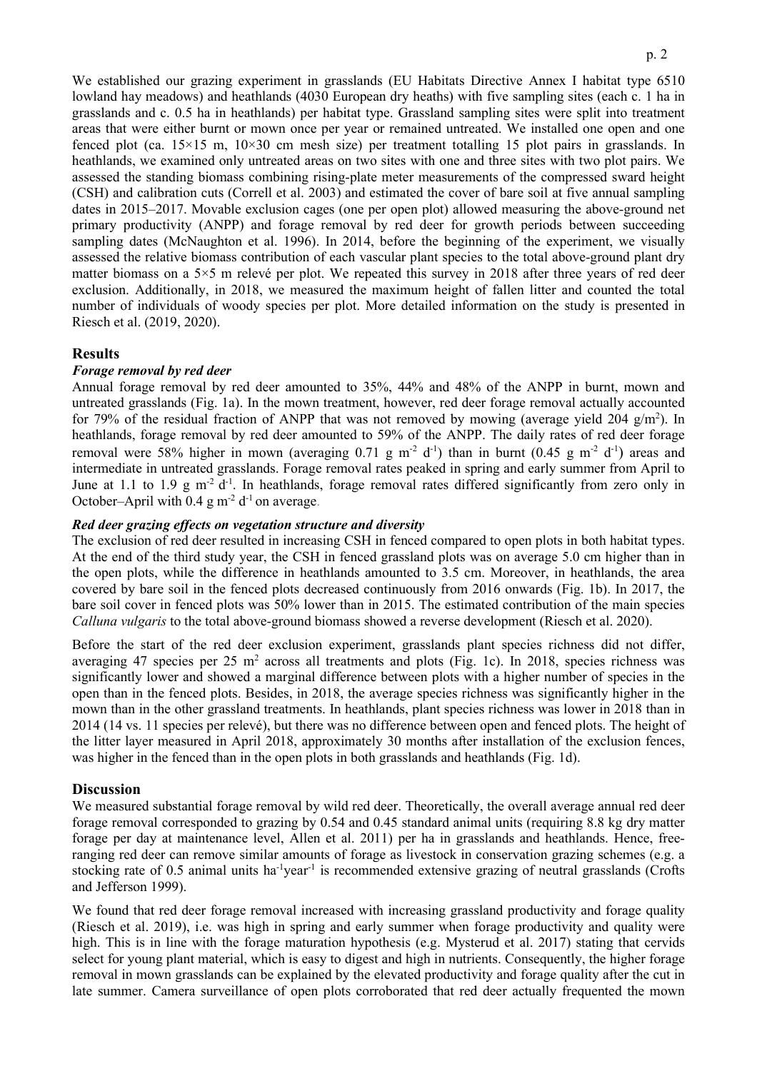We established our grazing experiment in grasslands (EU Habitats Directive Annex I habitat type 6510 lowland hay meadows) and heathlands (4030 European dry heaths) with five sampling sites (each c. 1 ha in grasslands and c. 0.5 ha in heathlands) per habitat type. Grassland sampling sites were split into treatment areas that were either burnt or mown once per year or remained untreated. We installed one open and one fenced plot (ca. 15×15 m, 10×30 cm mesh size) per treatment totalling 15 plot pairs in grasslands. In heathlands, we examined only untreated areas on two sites with one and three sites with two plot pairs. We assessed the standing biomass combining rising-plate meter measurements of the compressed sward height (CSH) and calibration cuts (Correll et al. 2003) and estimated the cover of bare soil at five annual sampling dates in 2015–2017. Movable exclusion cages (one per open plot) allowed measuring the above-ground net primary productivity (ANPP) and forage removal by red deer for growth periods between succeeding sampling dates (McNaughton et al. 1996). In 2014, before the beginning of the experiment, we visually assessed the relative biomass contribution of each vascular plant species to the total above-ground plant dry matter biomass on a 5×5 m relevé per plot. We repeated this survey in 2018 after three years of red deer exclusion. Additionally, in 2018, we measured the maximum height of fallen litter and counted the total number of individuals of woody species per plot. More detailed information on the study is presented in Riesch et al. (2019, 2020).

## Results

### *Forage removal by red deer*

Annual forage removal by red deer amounted to 35%, 44% and 48% of the ANPP in burnt, mown and untreated grasslands (Fig. 1a). In the mown treatment, however, red deer forage removal actually accounted for 79% of the residual fraction of ANPP that was not removed by mowing (average yield 204 $g/m^2$). In heathlands, forage removal by red deer amounted to 59% of the ANPP. The daily rates of red deer forage removal were 58% higher in mown (averaging 0.71 $g\ m^{-2}\ d^{-1}$) than in burnt (0.45 $g\ m^{-2}\ d^{-1}$) areas and intermediate in untreated grasslands. Forage removal rates peaked in spring and early summer from April to June at 1.1 to 1.9 $g\ m^{-2}\ d^{-1}$. In heathlands, forage removal rates differed significantly from zero only in October–April with 0.4 $g\ m^{-2}\ d^{-1}$ on average.

### *Red deer grazing effects on vegetation structure and diversity*

The exclusion of red deer resulted in increasing CSH in fenced compared to open plots in both habitat types. At the end of the third study year, the CSH in fenced grassland plots was on average 5.0 cm higher than in the open plots, while the difference in heathlands amounted to 3.5 cm. Moreover, in heathlands, the area covered by bare soil in the fenced plots decreased continuously from 2016 onwards (Fig. 1b). In 2017, the bare soil cover in fenced plots was 50% lower than in 2015. The estimated contribution of the main species *Calluna vulgaris* to the total above-ground biomass showed a reverse development (Riesch et al. 2020).

Before the start of the red deer exclusion experiment, grasslands plant species richness did not differ, averaging 47 species per 25 $m^2$ across all treatments and plots (Fig. 1c). In 2018, species richness was significantly lower and showed a marginal difference between plots with a higher number of species in the open than in the fenced plots. Besides, in 2018, the average species richness was significantly higher in the mown than in the other grassland treatments. In heathlands, plant species richness was lower in 2018 than in 2014 (14 vs. 11 species per relevé), but there was no difference between open and fenced plots. The height of the litter layer measured in April 2018, approximately 30 months after installation of the exclusion fences, was higher in the fenced than in the open plots in both grasslands and heathlands (Fig. 1d).

## Discussion

We measured substantial forage removal by wild red deer. Theoretically, the overall average annual red deer forage removal corresponded to grazing by 0.54 and 0.45 standard animal units (requiring 8.8 kg dry matter forage per day at maintenance level, Allen et al. 2011) per ha in grasslands and heathlands. Hence, free-ranging red deer can remove similar amounts of forage as livestock in conservation grazing schemes (e.g. a stocking rate of 0.5 animal units $ha^{-1}year^{-1}$ is recommended extensive grazing of neutral grasslands (Crofts and Jefferson 1999).

We found that red deer forage removal increased with increasing grassland productivity and forage quality (Riesch et al. 2019), i.e. was high in spring and early summer when forage productivity and quality were high. This is in line with the forage maturation hypothesis (e.g. Mysterud et al. 2017) stating that cervids select for young plant material, which is easy to digest and high in nutrients. Consequently, the higher forage removal in mown grasslands can be explained by the elevated productivity and forage quality after the cut in late summer. Camera surveillance of open plots corroborated that red deer actually frequented the mown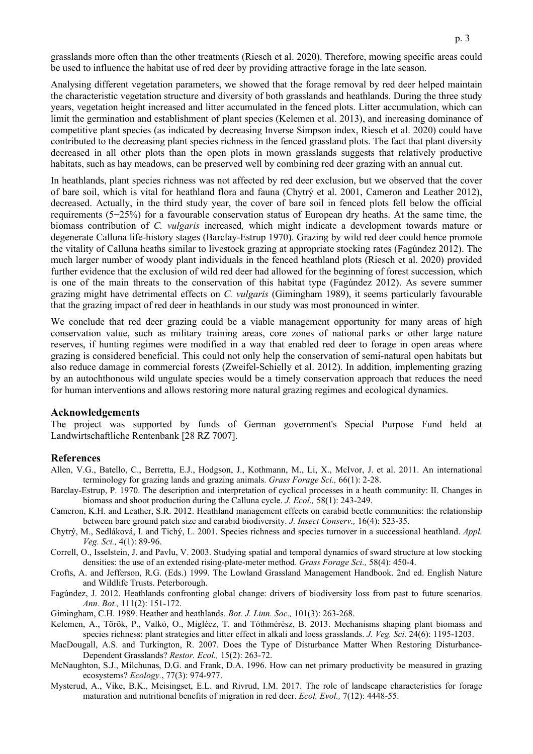grasslands more often than the other treatments (Riesch et al. 2020). Therefore, mowing specific areas could be used to influence the habitat use of red deer by providing attractive forage in the late season.

Analysing different vegetation parameters, we showed that the forage removal by red deer helped maintain the characteristic vegetation structure and diversity of both grasslands and heathlands. During the three study years, vegetation height increased and litter accumulated in the fenced plots. Litter accumulation, which can limit the germination and establishment of plant species (Kelemen et al. 2013), and increasing dominance of competitive plant species (as indicated by decreasing Inverse Simpson index, Riesch et al. 2020) could have contributed to the decreasing plant species richness in the fenced grassland plots. The fact that plant diversity decreased in all other plots than the open plots in mown grasslands suggests that relatively productive habitats, such as hay meadows, can be preserved well by combining red deer grazing with an annual cut.

In heathlands, plant species richness was not affected by red deer exclusion, but we observed that the cover of bare soil, which is vital for heathland flora and fauna (Chytrý et al. 2001, Cameron and Leather 2012), decreased. Actually, in the third study year, the cover of bare soil in fenced plots fell below the official requirements (5−25%) for a favourable conservation status of European dry heaths. At the same time, the biomass contribution of *C. vulgaris* increased, which might indicate a development towards mature or degenerate Calluna life-history stages (Barclay-Estrup 1970). Grazing by wild red deer could hence promote the vitality of Calluna heaths similar to livestock grazing at appropriate stocking rates (Fagúndez 2012). The much larger number of woody plant individuals in the fenced heathland plots (Riesch et al. 2020) provided further evidence that the exclusion of wild red deer had allowed for the beginning of forest succession, which is one of the main threats to the conservation of this habitat type (Fagúndez 2012). As severe summer grazing might have detrimental effects on *C. vulgaris* (Gimingham 1989), it seems particularly favourable that the grazing impact of red deer in heathlands in our study was most pronounced in winter.

We conclude that red deer grazing could be a viable management opportunity for many areas of high conservation value, such as military training areas, core zones of national parks or other large nature reserves, if hunting regimes were modified in a way that enabled red deer to forage in open areas where grazing is considered beneficial. This could not only help the conservation of semi-natural open habitats but also reduce damage in commercial forests (Zweifel-Schielly et al. 2012). In addition, implementing grazing by an autochthonous wild ungulate species would be a timely conservation approach that reduces the need for human interventions and allows restoring more natural grazing regimes and ecological dynamics.

## Acknowledgements

The project was supported by funds of German government's Special Purpose Fund held at Landwirtschaftliche Rentenbank [28 RZ 7007].

## References

Allen, V.G., Batello, C., Berretta, E.J., Hodgson, J., Kothmann, M., Li, X., McIvor, J. et al. 2011. An international terminology for grazing lands and grazing animals. *Grass Forage Sci.,* 66(1): 2-28.

Barclay-Estrup, P. 1970. The description and interpretation of cyclical processes in a heath community: II. Changes in biomass and shoot production during the Calluna cycle. *J. Ecol.,* 58(1): 243-249.

Cameron, K.H. and Leather, S.R. 2012. Heathland management effects on carabid beetle communities: the relationship between bare ground patch size and carabid biodiversity. *J. Insect Conserv.,* 16(4): 523-35.

Chytrý, M., Sedláková, I. and Tichý, L. 2001. Species richness and species turnover in a successional heathland. *Appl. Veg. Sci.,* 4(1): 89-96.

Correll, O., Isselstein, J. and Pavlu, V. 2003. Studying spatial and temporal dynamics of sward structure at low stocking densities: the use of an extended rising-plate-meter method. *Grass Forage Sci.,* 58(4): 450-4.

Crofts, A. and Jefferson, R.G. (Eds.) 1999. The Lowland Grassland Management Handbook. 2nd ed. English Nature and Wildlife Trusts. Peterborough.

Fagúndez, J. 2012. Heathlands confronting global change: drivers of biodiversity loss from past to future scenarios. *Ann. Bot.,* 111(2): 151-172.

Gimingham, C.H. 1989. Heather and heathlands. *Bot. J. Linn. Soc.,* 101(3): 263-268.

Kelemen, A., Török, P., Valkó, O., Miglécz, T. and Tóthmérész, B. 2013. Mechanisms shaping plant biomass and species richness: plant strategies and litter effect in alkali and loess grasslands. *J. Veg. Sci.* 24(6): 1195-1203.

MacDougall, A.S. and Turkington, R. 2007. Does the Type of Disturbance Matter When Restoring Disturbance-Dependent Grasslands? *Restor. Ecol.,* 15(2): 263-72.

McNaughton, S.J., Milchunas, D.G. and Frank, D.A. 1996. How can net primary productivity be measured in grazing ecosystems? *Ecology.*, 77(3): 974-977.

Mysterud, A., Vike, B.K., Meisingset, E.L. and Rivrud, I.M. 2017. The role of landscape characteristics for forage maturation and nutritional benefits of migration in red deer. *Ecol. Evol.,* 7(12): 4448-55.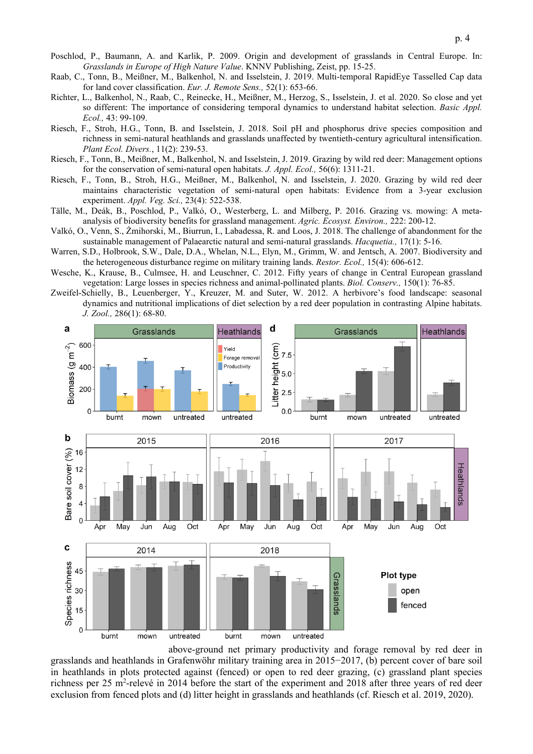Poschlod, P., Baumann, A. and Karlik, P. 2009. Origin and development of grasslands in Central Europe. In: *Grasslands in Europe of High Nature Value*. KNNV Publishing, Zeist, pp. 15-25.

Raab, C., Tonn, B., Meißner, M., Balkenhol, N. and Isselstein, J. 2019. Multi-temporal RapidEye Tasselled Cap data for land cover classification. *Eur. J. Remote Sens.,* 52(1): 653-66.

Richter, L., Balkenhol, N., Raab, C., Reinecke, H., Meißner, M., Herzog, S., Isselstein, J. et al. 2020. So close and yet so different: The importance of considering temporal dynamics to understand habitat selection. *Basic Appl. Ecol.,* 43: 99-109.

Riesch, F., Stroh, H.G., Tonn, B. and Isselstein, J. 2018. Soil pH and phosphorus drive species composition and richness in semi-natural heathlands and grasslands unaffected by twentieth-century agricultural intensification. *Plant Ecol. Divers.*, 11(2): 239-53.

Riesch, F., Tonn, B., Meißner, M., Balkenhol, N. and Isselstein, J. 2019. Grazing by wild red deer: Management options for the conservation of semi-natural open habitats. *J. Appl. Ecol.,* 56(6): 1311-21.

Riesch, F., Tonn, B., Stroh, H.G., Meißner, M., Balkenhol, N. and Isselstein, J. 2020. Grazing by wild red deer maintains characteristic vegetation of semi-natural open habitats: Evidence from a 3-year exclusion experiment. *Appl. Veg. Sci.,* 23(4): 522-538.

Tälle, M., Deák, B., Poschlod, P., Valkó, O., Westerberg, L. and Milberg, P. 2016. Grazing vs. mowing: A meta-analysis of biodiversity benefits for grassland management. *Agric. Ecosyst. Environ.,* 222: 200-12.

Valkó, O., Venn, S., Żmihorski, M., Biurrun, I., Labadessa, R. and Loos, J. 2018. The challenge of abandonment for the sustainable management of Palaearctic natural and semi-natural grasslands. *Hacquetia.,* 17(1): 5-16.

Warren, S.D., Holbrook, S.W., Dale, D.A., Whelan, N.L., Elyn, M., Grimm, W. and Jentsch, A. 2007. Biodiversity and the heterogeneous disturbance regime on military training lands. *Restor. Ecol.,* 15(4): 606-612.

Wesche, K., Krause, B., Culmsee, H. and Leuschner, C. 2012. Fifty years of change in Central European grassland vegetation: Large losses in species richness and animal-pollinated plants. *Biol. Conserv.,* 150(1): 76-85.

Zweifel-Schielly, B., Leuenberger, Y., Kreuzer, M. and Suter, W. 2012. A herbivore's food landscape: seasonal dynamics and nutritional implications of diet selection by a red deer population in contrasting Alpine habitats. *J. Zool.,* 286(1): 68-80.

a
Grasslands | Heathlands
Biomass (g m$^{-2}$)
0, 200, 400, 600
Yield
Forage removal
Productivity
burnt, mown, untreated | untreated

d
Grasslands | Heathlands
Litter height (cm)
0.0, 2.5, 5.0, 7.5
burnt, mown, untreated | untreated

b
2015 | 2016 | 2017
Bare soil cover (%)
0, 4, 8, 12, 16
Apr, May, Jun, Aug, Oct
Heathlands

c
2014 | 2018
Species richness
0, 15, 30, 45
burnt, mown, untreated
Grasslands

Plot type
open
fenced

above-ground net primary productivity and forage removal by red deer in grasslands and heathlands in Grafenwöhr military training area in 2015−2017, (b) percent cover of bare soil in heathlands in plots protected against (fenced) or open to red deer grazing, (c) grassland plant species richness per 25 m$^2$-relevé in 2014 before the start of the experiment and 2018 after three years of red deer exclusion from fenced plots and (d) litter height in grasslands and heathlands (cf. Riesch et al. 2019, 2020).